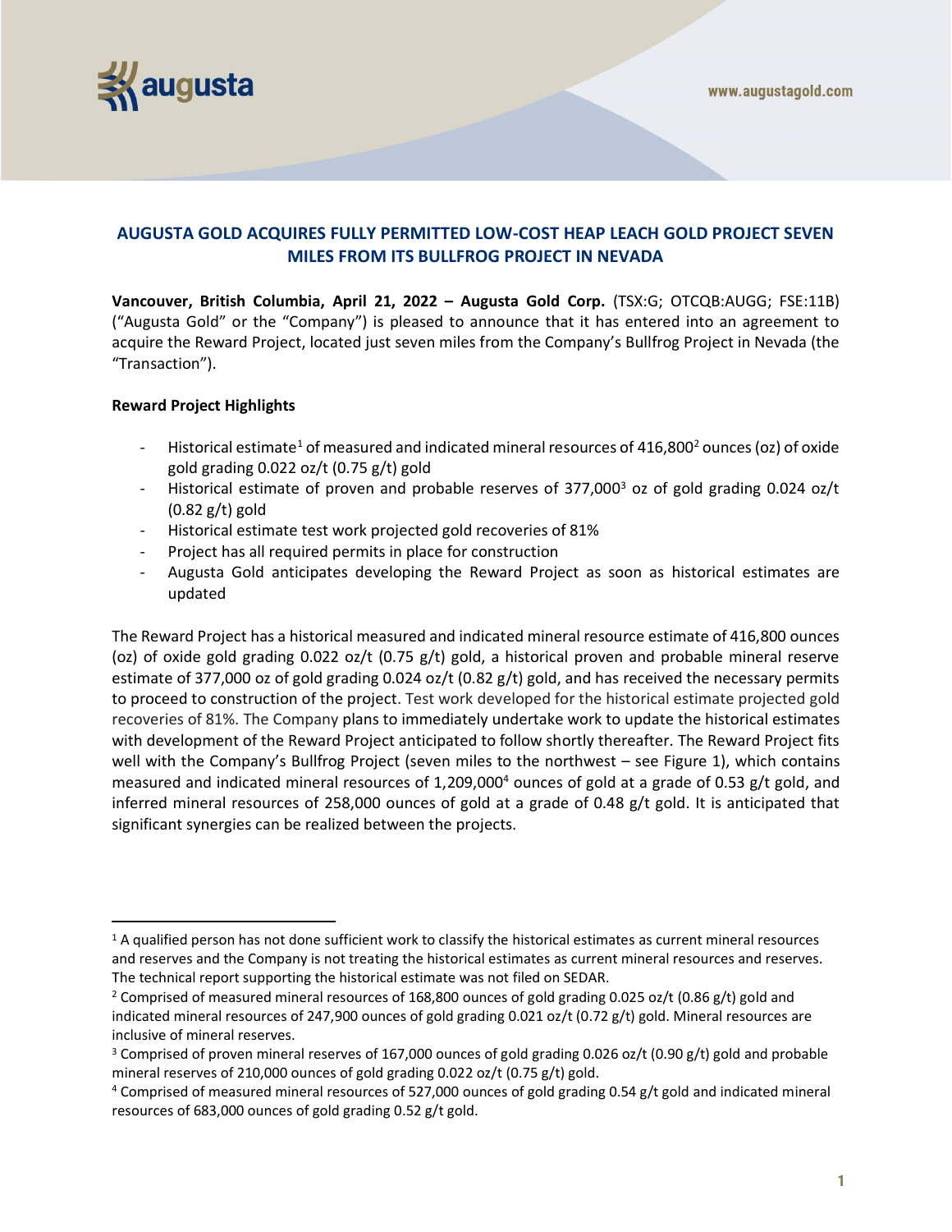# AUGUSTA GOLD ACQUIRES FULLY PERMITTED LOW-COST HEAP LEACH GOLD PROJECT SEVEN MILES FROM ITS BULLFROG PROJECT IN NEVADA

**Vancouver, British Columbia, April 21, 2022 – Augusta Gold Corp.** (TSX:G; OTCQB:AUGG; FSE:11B) ("Augusta Gold" or the "Company") is pleased to announce that it has entered into an agreement to acquire the Reward Project, located just seven miles from the Company's Bullfrog Project in Nevada (the "Transaction").

**Reward Project Highlights**

- Historical estimate[1] of measured and indicated mineral resources of 416,800[2] ounces (oz) of oxide gold grading 0.022 oz/t (0.75 g/t) gold
- Historical estimate of proven and probable reserves of 377,000[3] oz of gold grading 0.024 oz/t (0.82 g/t) gold
- Historical estimate test work projected gold recoveries of 81%
- Project has all required permits in place for construction
- Augusta Gold anticipates developing the Reward Project as soon as historical estimates are updated

The Reward Project has a historical measured and indicated mineral resource estimate of 416,800 ounces (oz) of oxide gold grading 0.022 oz/t (0.75 g/t) gold, a historical proven and probable mineral reserve estimate of 377,000 oz of gold grading 0.024 oz/t (0.82 g/t) gold, and has received the necessary permits to proceed to construction of the project. Test work developed for the historical estimate projected gold recoveries of 81%. The Company plans to immediately undertake work to update the historical estimates with development of the Reward Project anticipated to follow shortly thereafter. The Reward Project fits well with the Company's Bullfrog Project (seven miles to the northwest – see Figure 1), which contains measured and indicated mineral resources of 1,209,000[4] ounces of gold at a grade of 0.53 g/t gold, and inferred mineral resources of 258,000 ounces of gold at a grade of 0.48 g/t gold. It is anticipated that significant synergies can be realized between the projects.

---

[1] A qualified person has not done sufficient work to classify the historical estimates as current mineral resources and reserves and the Company is not treating the historical estimates as current mineral resources and reserves. The technical report supporting the historical estimate was not filed on SEDAR.

[2] Comprised of measured mineral resources of 168,800 ounces of gold grading 0.025 oz/t (0.86 g/t) gold and indicated mineral resources of 247,900 ounces of gold grading 0.021 oz/t (0.72 g/t) gold. Mineral resources are inclusive of mineral reserves.

[3] Comprised of proven mineral reserves of 167,000 ounces of gold grading 0.026 oz/t (0.90 g/t) gold and probable mineral reserves of 210,000 ounces of gold grading 0.022 oz/t (0.75 g/t) gold.

[4] Comprised of measured mineral resources of 527,000 ounces of gold grading 0.54 g/t gold and indicated mineral resources of 683,000 ounces of gold grading 0.52 g/t gold.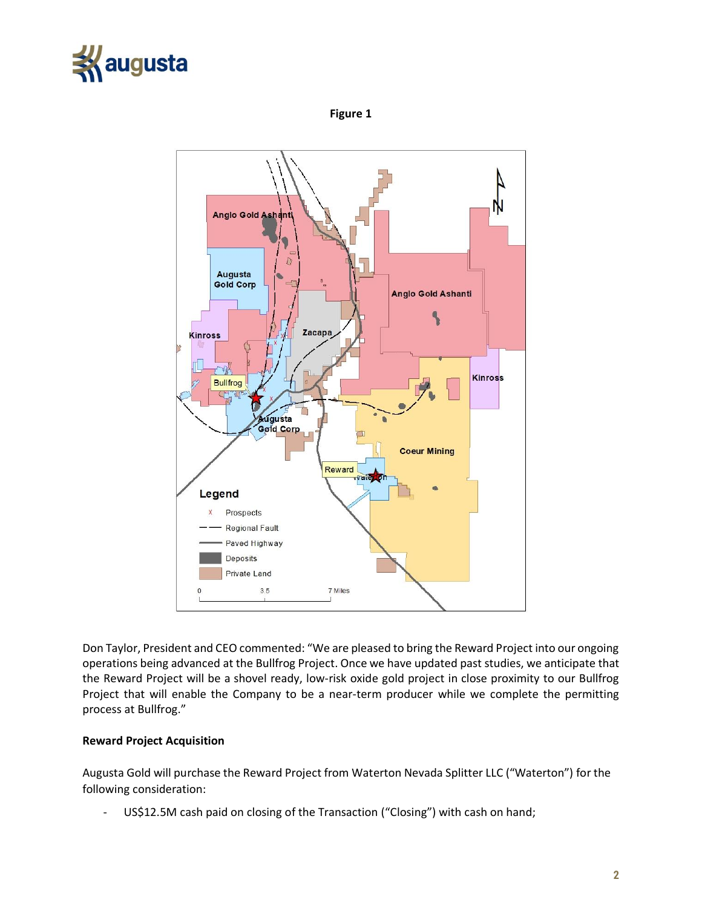Figure 1

Don Taylor, President and CEO commented: "We are pleased to bring the Reward Project into our ongoing operations being advanced at the Bullfrog Project. Once we have updated past studies, we anticipate that the Reward Project will be a shovel ready, low-risk oxide gold project in close proximity to our Bullfrog Project that will enable the Company to be a near-term producer while we complete the permitting process at Bullfrog."

**Reward Project Acquisition**

Augusta Gold will purchase the Reward Project from Waterton Nevada Splitter LLC ("Waterton") for the following consideration:

- US$12.5M cash paid on closing of the Transaction ("Closing") with cash on hand;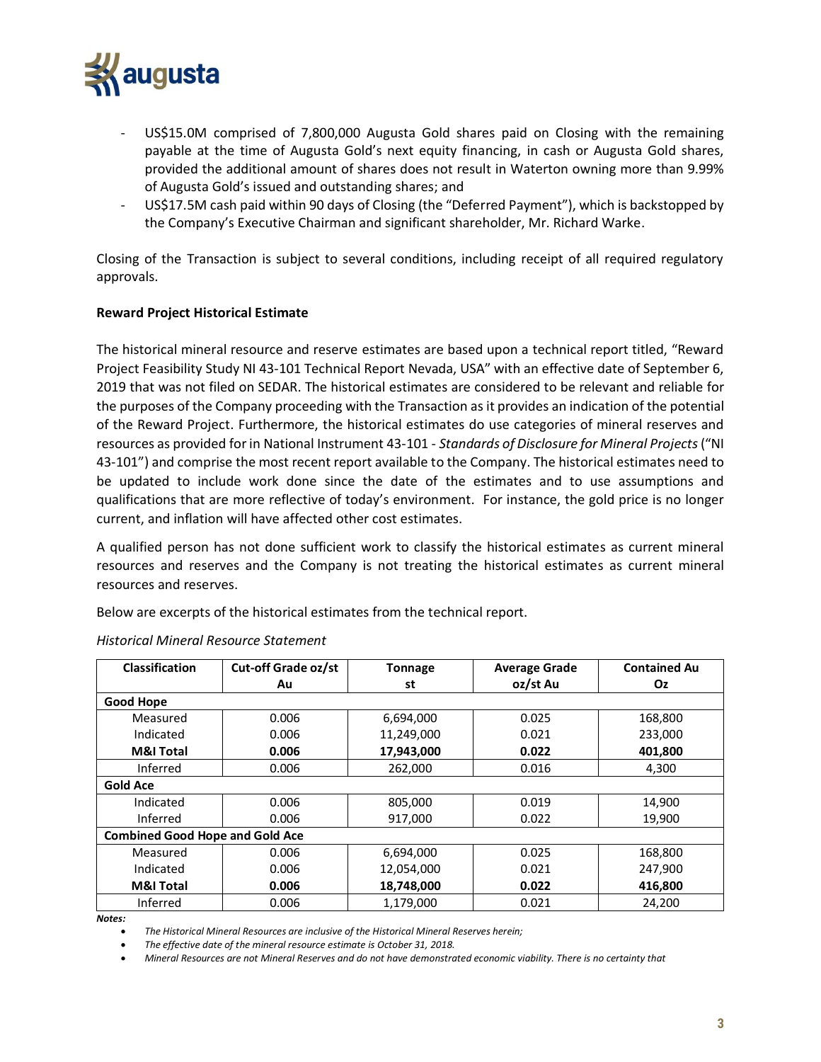- US$15.0M comprised of 7,800,000 Augusta Gold shares paid on Closing with the remaining payable at the time of Augusta Gold's next equity financing, in cash or Augusta Gold shares, provided the additional amount of shares does not result in Waterton owning more than 9.99% of Augusta Gold's issued and outstanding shares; and
- US$17.5M cash paid within 90 days of Closing (the "Deferred Payment"), which is backstopped by the Company's Executive Chairman and significant shareholder, Mr. Richard Warke.

Closing of the Transaction is subject to several conditions, including receipt of all required regulatory approvals.

**Reward Project Historical Estimate**

The historical mineral resource and reserve estimates are based upon a technical report titled, "Reward Project Feasibility Study NI 43-101 Technical Report Nevada, USA" with an effective date of September 6, 2019 that was not filed on SEDAR. The historical estimates are considered to be relevant and reliable for the purposes of the Company proceeding with the Transaction as it provides an indication of the potential of the Reward Project. Furthermore, the historical estimates do use categories of mineral reserves and resources as provided for in National Instrument 43-101 - *Standards of Disclosure for Mineral Projects* ("NI 43-101") and comprise the most recent report available to the Company. The historical estimates need to be updated to include work done since the date of the estimates and to use assumptions and qualifications that are more reflective of today's environment. For instance, the gold price is no longer current, and inflation will have affected other cost estimates.

A qualified person has not done sufficient work to classify the historical estimates as current mineral resources and reserves and the Company is not treating the historical estimates as current mineral resources and reserves.

Below are excerpts of the historical estimates from the technical report.

*Historical Mineral Resource Statement*

| Classification | Cut-off Grade oz/st Au | Tonnage st | Average Grade oz/st Au | Contained Au Oz |
|---|---|---|---|---|
| **Good Hope** | | | | |
| Measured | 0.006 | 6,694,000 | 0.025 | 168,800 |
| Indicated | 0.006 | 11,249,000 | 0.021 | 233,000 |
| **M&I Total** | **0.006** | **17,943,000** | **0.022** | **401,800** |
| Inferred | 0.006 | 262,000 | 0.016 | 4,300 |
| **Gold Ace** | | | | |
| Indicated | 0.006 | 805,000 | 0.019 | 14,900 |
| Inferred | 0.006 | 917,000 | 0.022 | 19,900 |
| **Combined Good Hope and Gold Ace** | | | | |
| Measured | 0.006 | 6,694,000 | 0.025 | 168,800 |
| Indicated | 0.006 | 12,054,000 | 0.021 | 247,900 |
| **M&I Total** | **0.006** | **18,748,000** | **0.022** | **416,800** |
| Inferred | 0.006 | 1,179,000 | 0.021 | 24,200 |

***Notes:***

- *The Historical Mineral Resources are inclusive of the Historical Mineral Reserves herein;*
- *The effective date of the mineral resource estimate is October 31, 2018.*
- *Mineral Resources are not Mineral Reserves and do not have demonstrated economic viability. There is no certainty that*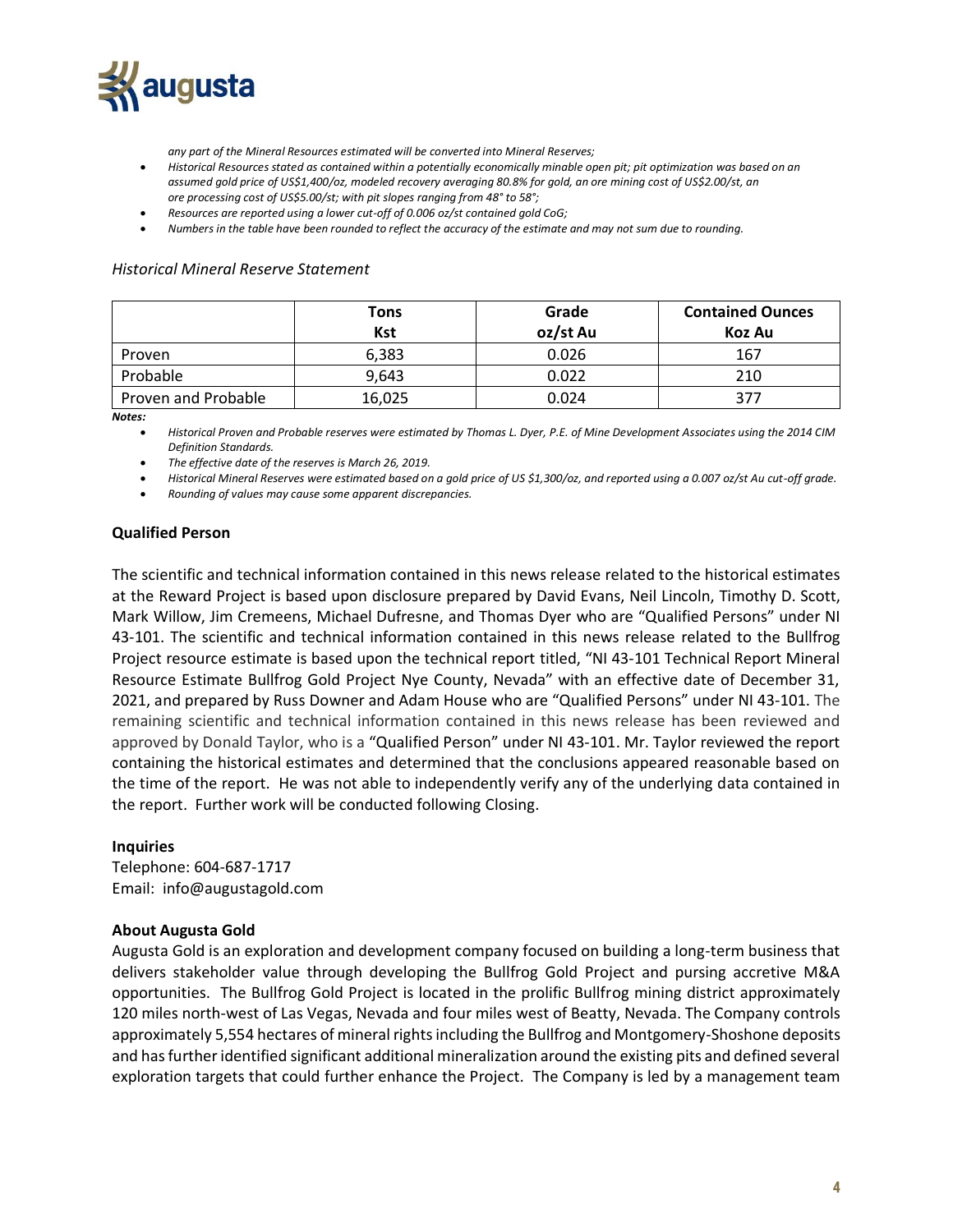- *any part of the Mineral Resources estimated will be converted into Mineral Reserves;*
- *Historical Resources stated as contained within a potentially economically minable open pit; pit optimization was based on an assumed gold price of US$1,400/oz, modeled recovery averaging 80.8% for gold, an ore mining cost of US$2.00/st, an ore processing cost of US$5.00/st; with pit slopes ranging from 48° to 58°;*
- *Resources are reported using a lower cut-off of 0.006 oz/st contained gold CoG;*
- *Numbers in the table have been rounded to reflect the accuracy of the estimate and may not sum due to rounding.*

*Historical Mineral Reserve Statement*

| | Tons Kst | Grade oz/st Au | Contained Ounces Koz Au |
|---|---|---|---|
| Proven | 6,383 | 0.026 | 167 |
| Probable | 9,643 | 0.022 | 210 |
| Proven and Probable | 16,025 | 0.024 | 377 |

***Notes:***

- *Historical Proven and Probable reserves were estimated by Thomas L. Dyer, P.E. of Mine Development Associates using the 2014 CIM Definition Standards.*
- *The effective date of the reserves is March 26, 2019.*
- *Historical Mineral Reserves were estimated based on a gold price of US $1,300/oz, and reported using a 0.007 oz/st Au cut-off grade.*
- *Rounding of values may cause some apparent discrepancies.*

**Qualified Person**

The scientific and technical information contained in this news release related to the historical estimates at the Reward Project is based upon disclosure prepared by David Evans, Neil Lincoln, Timothy D. Scott, Mark Willow, Jim Cremeens, Michael Dufresne, and Thomas Dyer who are "Qualified Persons" under NI 43-101. The scientific and technical information contained in this news release related to the Bullfrog Project resource estimate is based upon the technical report titled, "NI 43-101 Technical Report Mineral Resource Estimate Bullfrog Gold Project Nye County, Nevada" with an effective date of December 31, 2021, and prepared by Russ Downer and Adam House who are "Qualified Persons" under NI 43-101. The remaining scientific and technical information contained in this news release has been reviewed and approved by Donald Taylor, who is a "Qualified Person" under NI 43-101. Mr. Taylor reviewed the report containing the historical estimates and determined that the conclusions appeared reasonable based on the time of the report. He was not able to independently verify any of the underlying data contained in the report. Further work will be conducted following Closing.

**Inquiries**

Telephone: 604-687-1717
Email: info@augustagold.com

**About Augusta Gold**

Augusta Gold is an exploration and development company focused on building a long-term business that delivers stakeholder value through developing the Bullfrog Gold Project and pursing accretive M&A opportunities. The Bullfrog Gold Project is located in the prolific Bullfrog mining district approximately 120 miles north-west of Las Vegas, Nevada and four miles west of Beatty, Nevada. The Company controls approximately 5,554 hectares of mineral rights including the Bullfrog and Montgomery-Shoshone deposits and has further identified significant additional mineralization around the existing pits and defined several exploration targets that could further enhance the Project. The Company is led by a management team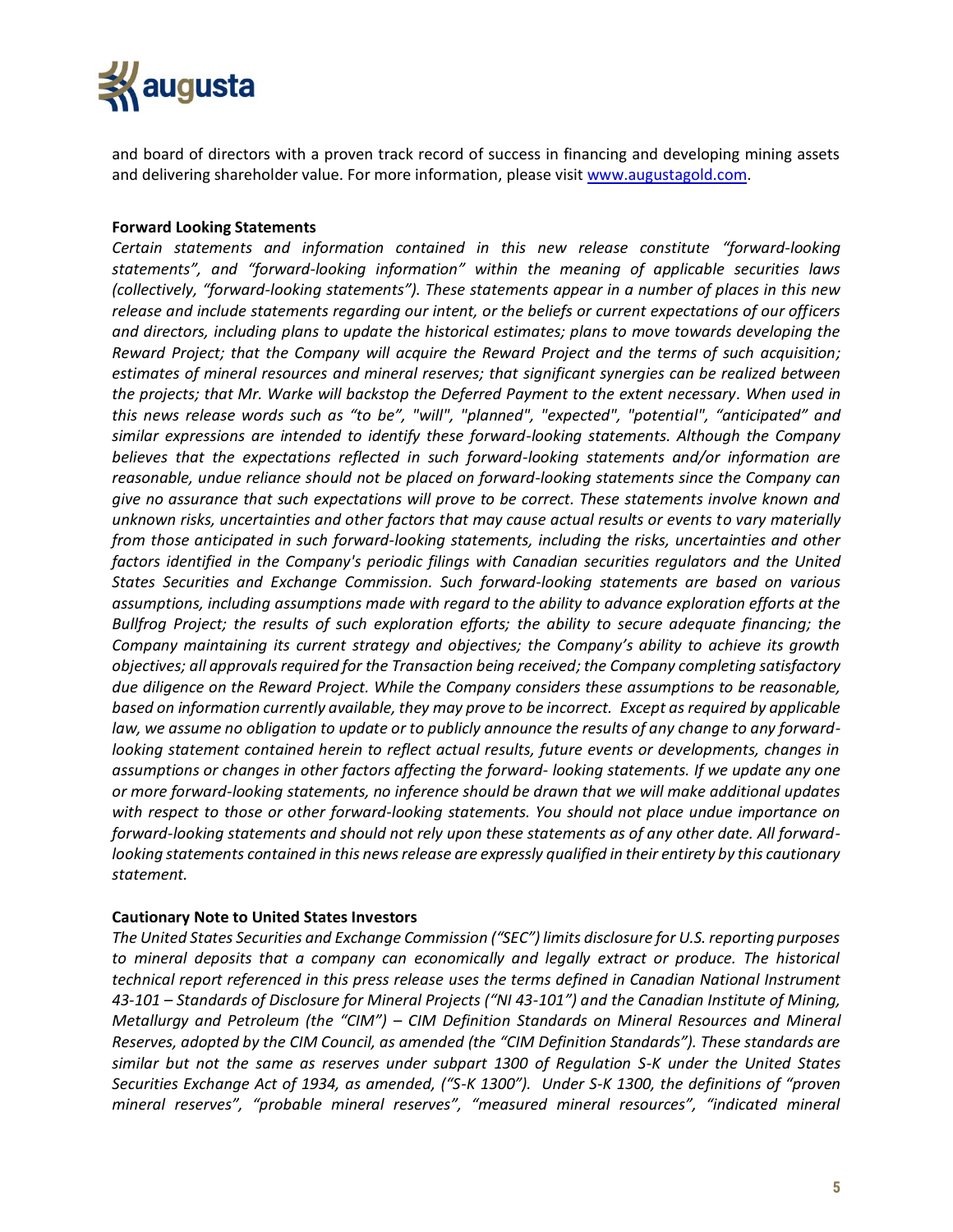and board of directors with a proven track record of success in financing and developing mining assets and delivering shareholder value. For more information, please visit www.augustagold.com.

**Forward Looking Statements**

*Certain statements and information contained in this new release constitute "forward-looking statements", and "forward-looking information" within the meaning of applicable securities laws (collectively, "forward-looking statements"). These statements appear in a number of places in this new release and include statements regarding our intent, or the beliefs or current expectations of our officers and directors, including plans to update the historical estimates; plans to move towards developing the Reward Project; that the Company will acquire the Reward Project and the terms of such acquisition; estimates of mineral resources and mineral reserves; that significant synergies can be realized between the projects; that Mr. Warke will backstop the Deferred Payment to the extent necessary. When used in this news release words such as "to be", "will", "planned", "expected", "potential", "anticipated" and similar expressions are intended to identify these forward-looking statements. Although the Company believes that the expectations reflected in such forward-looking statements and/or information are reasonable, undue reliance should not be placed on forward-looking statements since the Company can give no assurance that such expectations will prove to be correct. These statements involve known and unknown risks, uncertainties and other factors that may cause actual results or events to vary materially from those anticipated in such forward-looking statements, including the risks, uncertainties and other factors identified in the Company's periodic filings with Canadian securities regulators and the United States Securities and Exchange Commission. Such forward-looking statements are based on various assumptions, including assumptions made with regard to the ability to advance exploration efforts at the Bullfrog Project; the results of such exploration efforts; the ability to secure adequate financing; the Company maintaining its current strategy and objectives; the Company's ability to achieve its growth objectives; all approvals required for the Transaction being received; the Company completing satisfactory due diligence on the Reward Project. While the Company considers these assumptions to be reasonable, based on information currently available, they may prove to be incorrect. Except as required by applicable law, we assume no obligation to update or to publicly announce the results of any change to any forward-looking statement contained herein to reflect actual results, future events or developments, changes in assumptions or changes in other factors affecting the forward- looking statements. If we update any one or more forward-looking statements, no inference should be drawn that we will make additional updates with respect to those or other forward-looking statements. You should not place undue importance on forward-looking statements and should not rely upon these statements as of any other date. All forward-looking statements contained in this news release are expressly qualified in their entirety by this cautionary statement.*

**Cautionary Note to United States Investors**

*The United States Securities and Exchange Commission ("SEC") limits disclosure for U.S. reporting purposes to mineral deposits that a company can economically and legally extract or produce. The historical technical report referenced in this press release uses the terms defined in Canadian National Instrument 43-101 – Standards of Disclosure for Mineral Projects ("NI 43-101") and the Canadian Institute of Mining, Metallurgy and Petroleum (the "CIM") – CIM Definition Standards on Mineral Resources and Mineral Reserves, adopted by the CIM Council, as amended (the "CIM Definition Standards"). These standards are similar but not the same as reserves under subpart 1300 of Regulation S-K under the United States Securities Exchange Act of 1934, as amended, ("S-K 1300"). Under S-K 1300, the definitions of "proven mineral reserves", "probable mineral reserves", "measured mineral resources", "indicated mineral*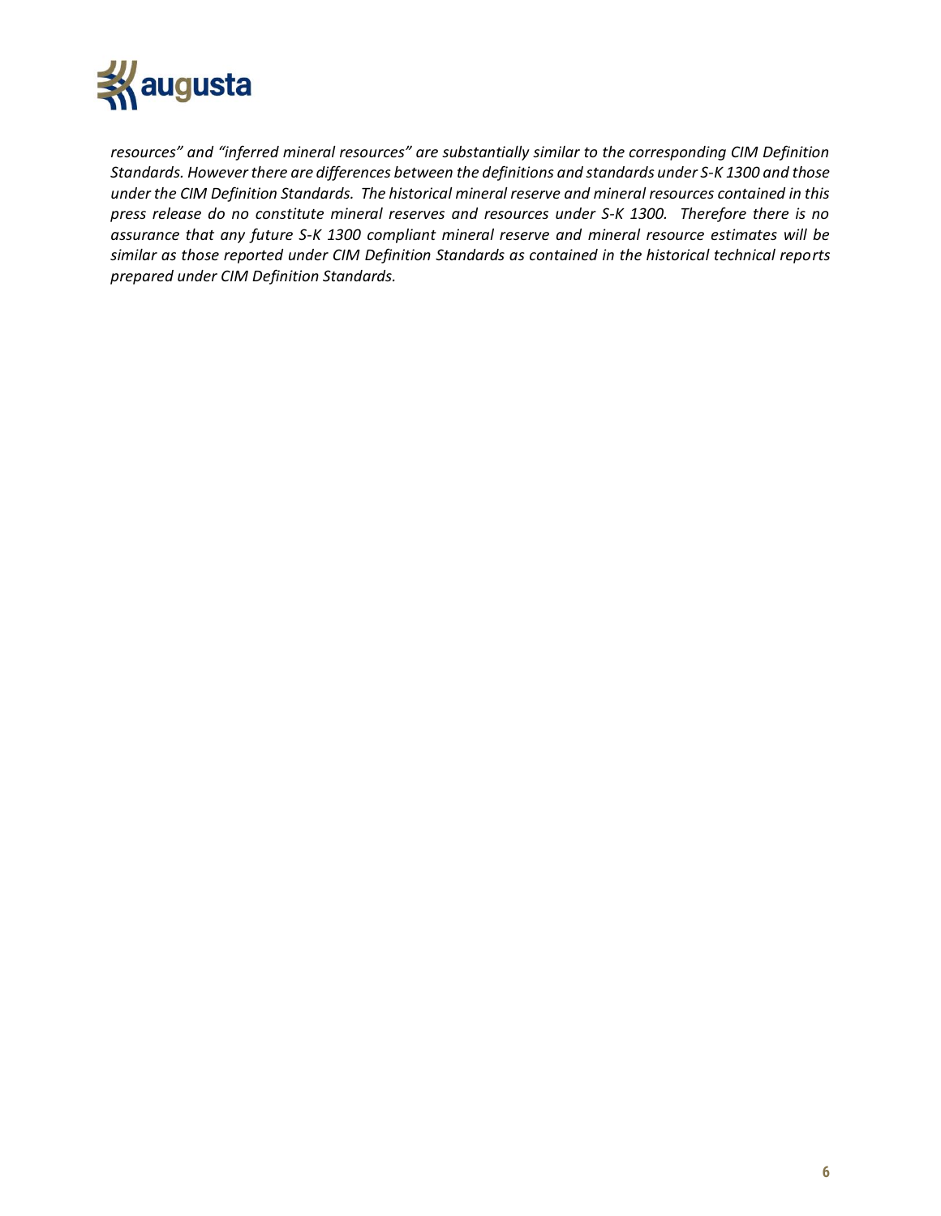*resources" and "inferred mineral resources" are substantially similar to the corresponding CIM Definition Standards. However there are differences between the definitions and standards under S-K 1300 and those under the CIM Definition Standards. The historical mineral reserve and mineral resources contained in this press release do no constitute mineral reserves and resources under S-K 1300. Therefore there is no assurance that any future S-K 1300 compliant mineral reserve and mineral resource estimates will be similar as those reported under CIM Definition Standards as contained in the historical technical reports prepared under CIM Definition Standards.*